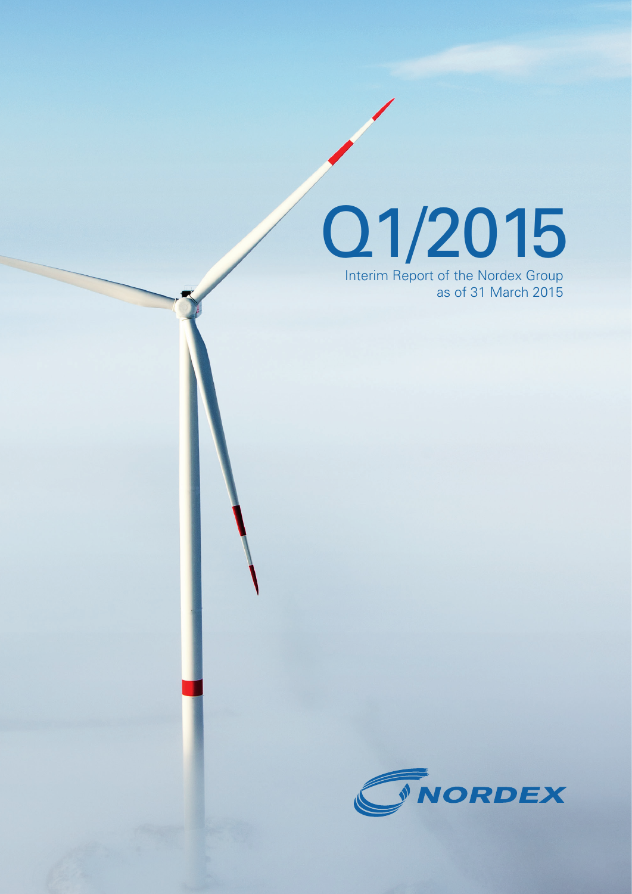# Q1/2015

Interim Report of the Nordex Group as of 31 March 2015

NORDEX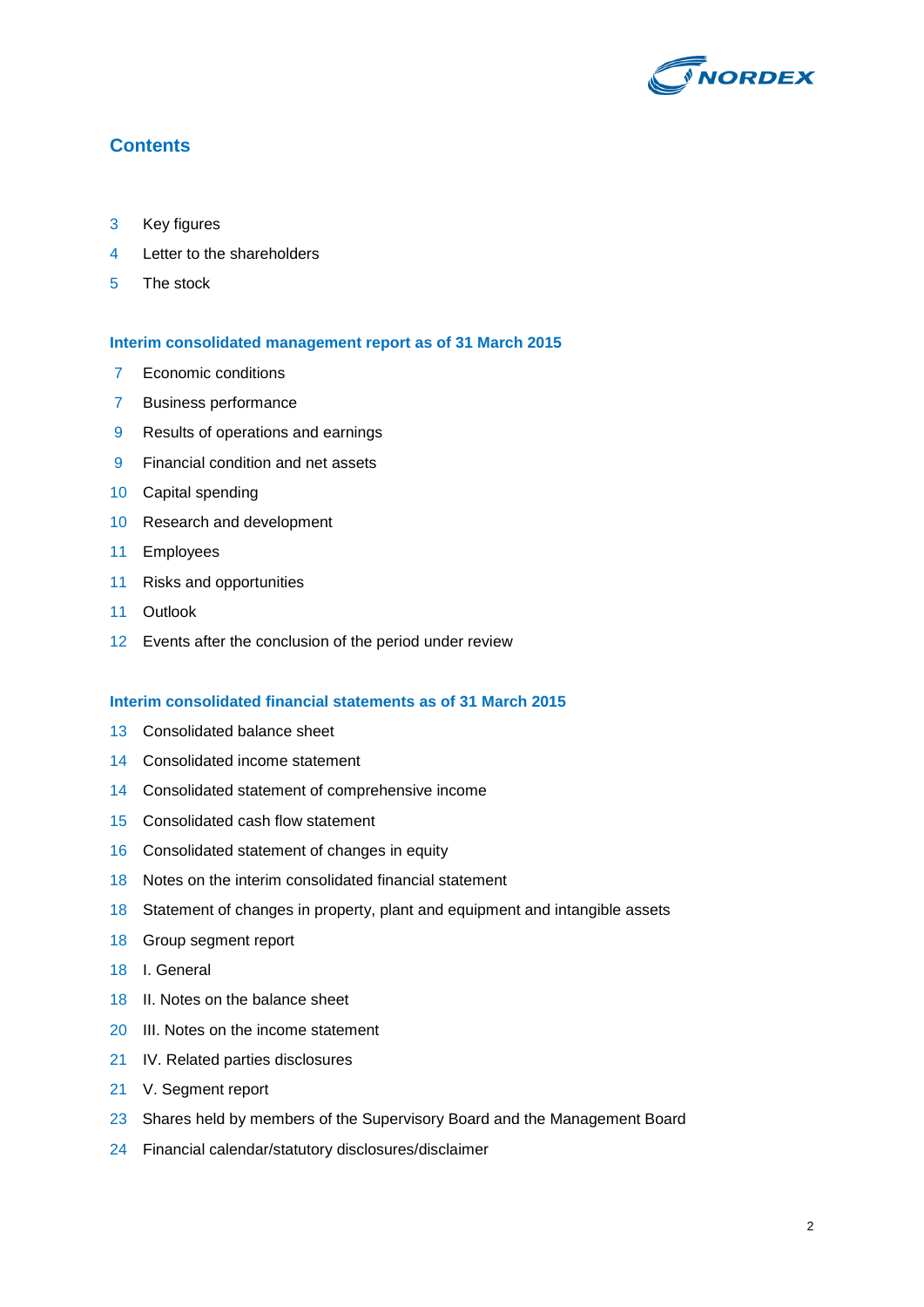## Contents

3 Key figures
4 Letter to the shareholders
5 The stock

### Interim consolidated management report as of 31 March 2015

7 Economic conditions
7 Business performance
9 Results of operations and earnings
9 Financial condition and net assets
10 Capital spending
10 Research and development
11 Employees
11 Risks and opportunities
11 Outlook
12 Events after the conclusion of the period under review

### Interim consolidated financial statements as of 31 March 2015

13 Consolidated balance sheet
14 Consolidated income statement
14 Consolidated statement of comprehensive income
15 Consolidated cash flow statement
16 Consolidated statement of changes in equity
18 Notes on the interim consolidated financial statement
18 Statement of changes in property, plant and equipment and intangible assets
18 Group segment report
18 I. General
18 II. Notes on the balance sheet
20 III. Notes on the income statement
21 IV. Related parties disclosures
21 V. Segment report
23 Shares held by members of the Supervisory Board and the Management Board
24 Financial calendar/statutory disclosures/disclaimer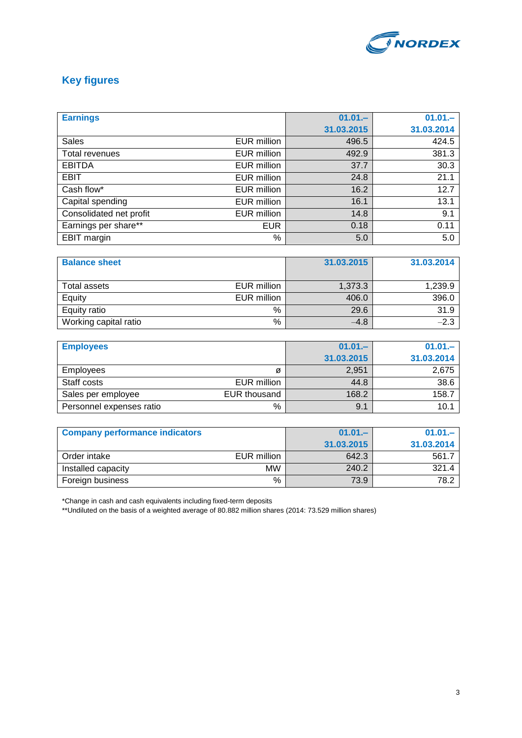# Key figures

| Earnings | | 01.01.–31.03.2015 | 01.01.–31.03.2014 |
|---|---|---|---|
| Sales | EUR million | 496.5 | 424.5 |
| Total revenues | EUR million | 492.9 | 381.3 |
| EBITDA | EUR million | 37.7 | 30.3 |
| EBIT | EUR million | 24.8 | 21.1 |
| Cash flow* | EUR million | 16.2 | 12.7 |
| Capital spending | EUR million | 16.1 | 13.1 |
| Consolidated net profit | EUR million | 14.8 | 9.1 |
| Earnings per share** | EUR | 0.18 | 0.11 |
| EBIT margin | % | 5.0 | 5.0 |

| Balance sheet | | 31.03.2015 | 31.03.2014 |
|---|---|---|---|
| Total assets | EUR million | 1,373.3 | 1,239.9 |
| Equity | EUR million | 406.0 | 396.0 |
| Equity ratio | % | 29.6 | 31.9 |
| Working capital ratio | % | –4.8 | –2.3 |

| Employees | | 01.01.–31.03.2015 | 01.01.–31.03.2014 |
|---|---|---|---|
| Employees | ø | 2,951 | 2,675 |
| Staff costs | EUR million | 44.8 | 38.6 |
| Sales per employee | EUR thousand | 168.2 | 158.7 |
| Personnel expenses ratio | % | 9.1 | 10.1 |

| Company performance indicators | | 01.01.–31.03.2015 | 01.01.–31.03.2014 |
|---|---|---|---|
| Order intake | EUR million | 642.3 | 561.7 |
| Installed capacity | MW | 240.2 | 321.4 |
| Foreign business | % | 73.9 | 78.2 |

*Change in cash and cash equivalents including fixed-term deposits

**Undiluted on the basis of a weighted average of 80.882 million shares (2014: 73.529 million shares)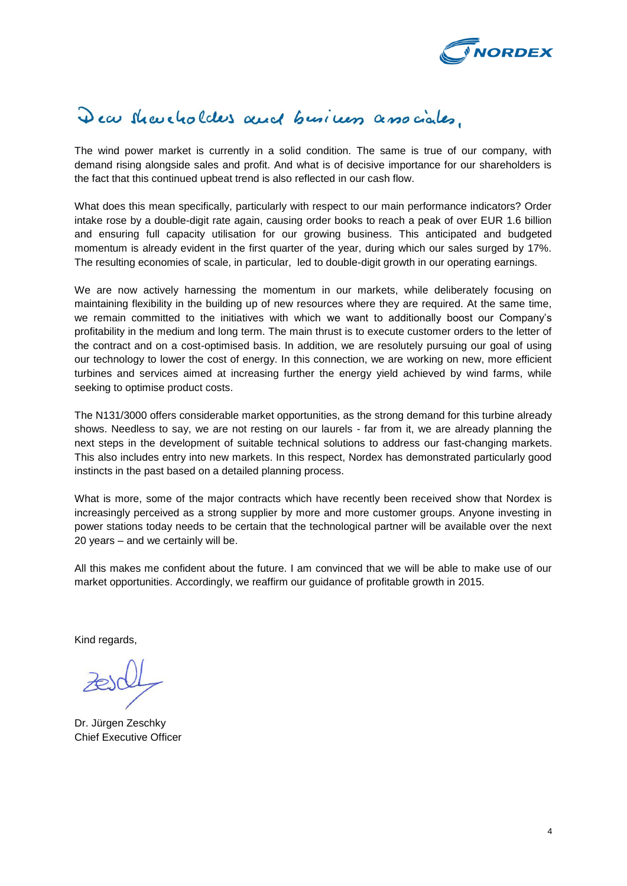*Dear shareholders and business associates,*

The wind power market is currently in a solid condition. The same is true of our company, with demand rising alongside sales and profit. And what is of decisive importance for our shareholders is the fact that this continued upbeat trend is also reflected in our cash flow.

What does this mean specifically, particularly with respect to our main performance indicators? Order intake rose by a double-digit rate again, causing order books to reach a peak of over EUR 1.6 billion and ensuring full capacity utilisation for our growing business. This anticipated and budgeted momentum is already evident in the first quarter of the year, during which our sales surged by 17%. The resulting economies of scale, in particular, led to double-digit growth in our operating earnings.

We are now actively harnessing the momentum in our markets, while deliberately focusing on maintaining flexibility in the building up of new resources where they are required. At the same time, we remain committed to the initiatives with which we want to additionally boost our Company's profitability in the medium and long term. The main thrust is to execute customer orders to the letter of the contract and on a cost-optimised basis. In addition, we are resolutely pursuing our goal of using our technology to lower the cost of energy. In this connection, we are working on new, more efficient turbines and services aimed at increasing further the energy yield achieved by wind farms, while seeking to optimise product costs.

The N131/3000 offers considerable market opportunities, as the strong demand for this turbine already shows. Needless to say, we are not resting on our laurels - far from it, we are already planning the next steps in the development of suitable technical solutions to address our fast-changing markets. This also includes entry into new markets. In this respect, Nordex has demonstrated particularly good instincts in the past based on a detailed planning process.

What is more, some of the major contracts which have recently been received show that Nordex is increasingly perceived as a strong supplier by more and more customer groups. Anyone investing in power stations today needs to be certain that the technological partner will be available over the next 20 years – and we certainly will be.

All this makes me confident about the future. I am convinced that we will be able to make use of our market opportunities. Accordingly, we reaffirm our guidance of profitable growth in 2015.

Kind regards,

Dr. Jürgen Zeschky  
Chief Executive Officer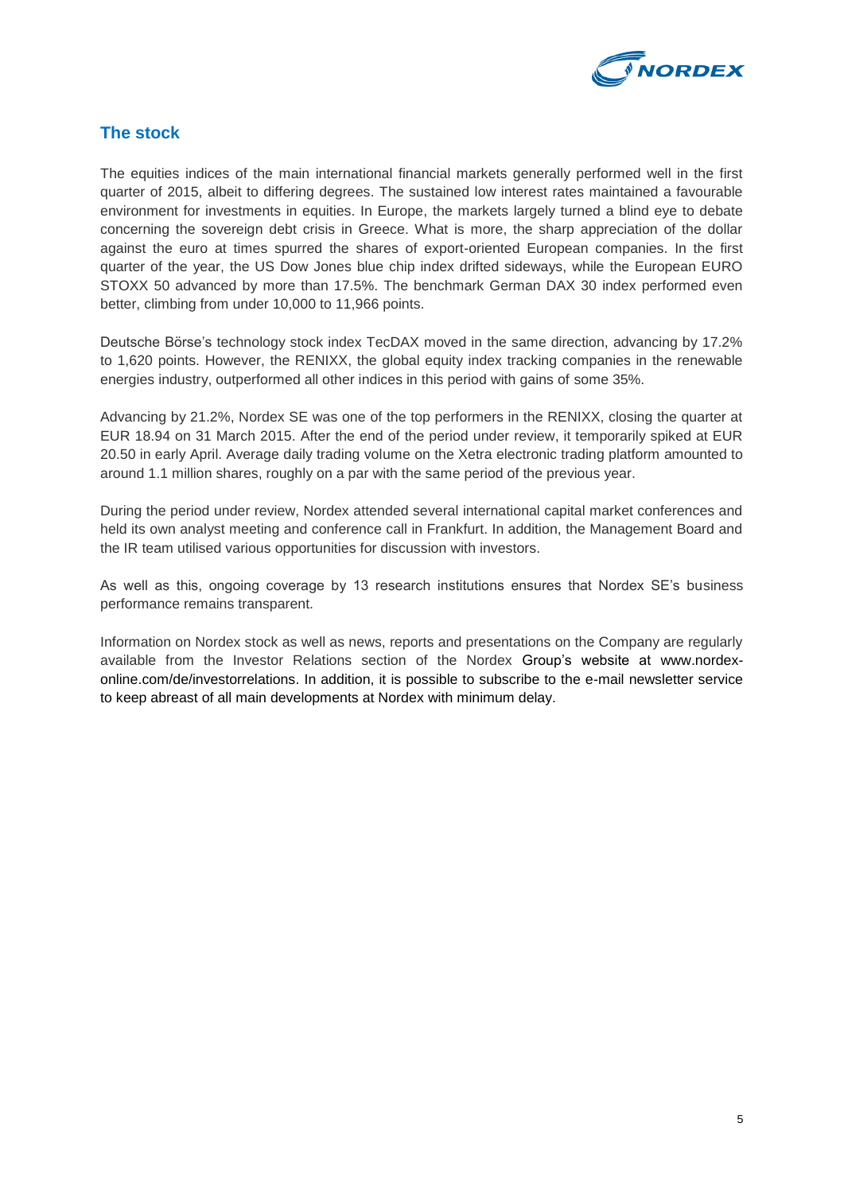## The stock

The equities indices of the main international financial markets generally performed well in the first quarter of 2015, albeit to differing degrees. The sustained low interest rates maintained a favourable environment for investments in equities. In Europe, the markets largely turned a blind eye to debate concerning the sovereign debt crisis in Greece. What is more, the sharp appreciation of the dollar against the euro at times spurred the shares of export-oriented European companies. In the first quarter of the year, the US Dow Jones blue chip index drifted sideways, while the European EURO STOXX 50 advanced by more than 17.5%. The benchmark German DAX 30 index performed even better, climbing from under 10,000 to 11,966 points.

Deutsche Börse's technology stock index TecDAX moved in the same direction, advancing by 17.2% to 1,620 points. However, the RENIXX, the global equity index tracking companies in the renewable energies industry, outperformed all other indices in this period with gains of some 35%.

Advancing by 21.2%, Nordex SE was one of the top performers in the RENIXX, closing the quarter at EUR 18.94 on 31 March 2015. After the end of the period under review, it temporarily spiked at EUR 20.50 in early April. Average daily trading volume on the Xetra electronic trading platform amounted to around 1.1 million shares, roughly on a par with the same period of the previous year.

During the period under review, Nordex attended several international capital market conferences and held its own analyst meeting and conference call in Frankfurt. In addition, the Management Board and the IR team utilised various opportunities for discussion with investors.

As well as this, ongoing coverage by 13 research institutions ensures that Nordex SE's business performance remains transparent.

Information on Nordex stock as well as news, reports and presentations on the Company are regularly available from the Investor Relations section of the Nordex Group's website at www.nordex-online.com/de/investorrelations. In addition, it is possible to subscribe to the e-mail newsletter service to keep abreast of all main developments at Nordex with minimum delay.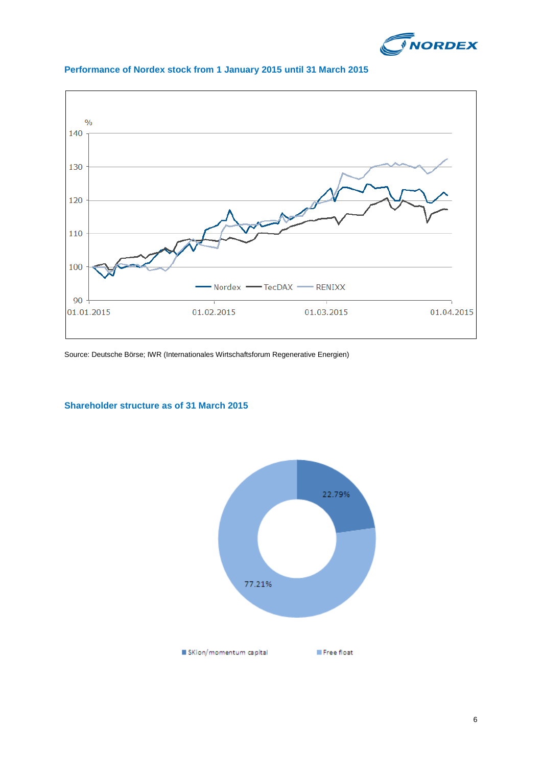### Performance of Nordex stock from 1 January 2015 until 31 March 2015

Source: Deutsche Börse; IWR (Internationales Wirtschaftsforum Regenerative Energien)

### Shareholder structure as of 31 March 2015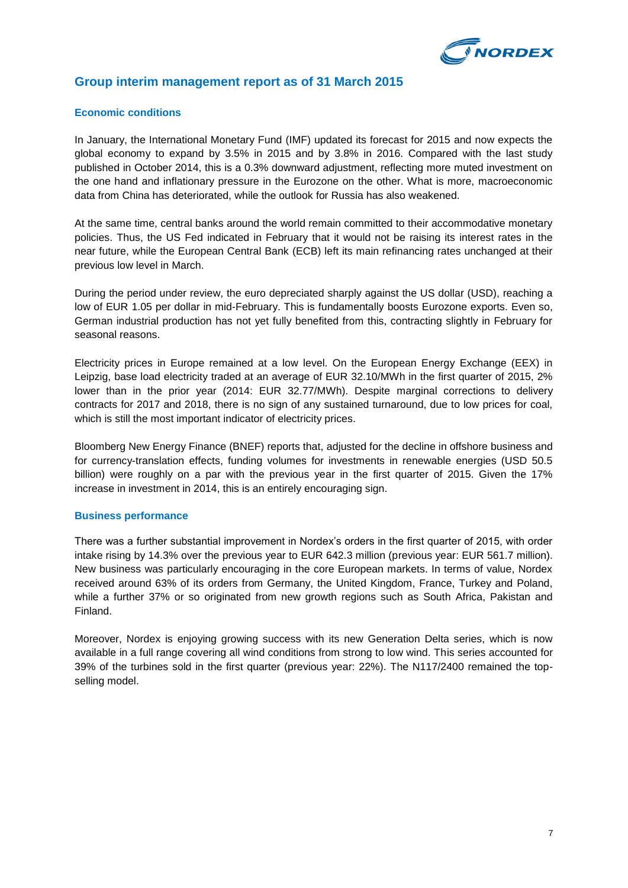## Group interim management report as of 31 March 2015

### Economic conditions

In January, the International Monetary Fund (IMF) updated its forecast for 2015 and now expects the global economy to expand by 3.5% in 2015 and by 3.8% in 2016. Compared with the last study published in October 2014, this is a 0.3% downward adjustment, reflecting more muted investment on the one hand and inflationary pressure in the Eurozone on the other. What is more, macroeconomic data from China has deteriorated, while the outlook for Russia has also weakened.

At the same time, central banks around the world remain committed to their accommodative monetary policies. Thus, the US Fed indicated in February that it would not be raising its interest rates in the near future, while the European Central Bank (ECB) left its main refinancing rates unchanged at their previous low level in March.

During the period under review, the euro depreciated sharply against the US dollar (USD), reaching a low of EUR 1.05 per dollar in mid-February. This is fundamentally boosts Eurozone exports. Even so, German industrial production has not yet fully benefited from this, contracting slightly in February for seasonal reasons.

Electricity prices in Europe remained at a low level. On the European Energy Exchange (EEX) in Leipzig, base load electricity traded at an average of EUR 32.10/MWh in the first quarter of 2015, 2% lower than in the prior year (2014: EUR 32.77/MWh). Despite marginal corrections to delivery contracts for 2017 and 2018, there is no sign of any sustained turnaround, due to low prices for coal, which is still the most important indicator of electricity prices.

Bloomberg New Energy Finance (BNEF) reports that, adjusted for the decline in offshore business and for currency-translation effects, funding volumes for investments in renewable energies (USD 50.5 billion) were roughly on a par with the previous year in the first quarter of 2015. Given the 17% increase in investment in 2014, this is an entirely encouraging sign.

### Business performance

There was a further substantial improvement in Nordex's orders in the first quarter of 2015, with order intake rising by 14.3% over the previous year to EUR 642.3 million (previous year: EUR 561.7 million). New business was particularly encouraging in the core European markets. In terms of value, Nordex received around 63% of its orders from Germany, the United Kingdom, France, Turkey and Poland, while a further 37% or so originated from new growth regions such as South Africa, Pakistan and Finland.

Moreover, Nordex is enjoying growing success with its new Generation Delta series, which is now available in a full range covering all wind conditions from strong to low wind. This series accounted for 39% of the turbines sold in the first quarter (previous year: 22%). The N117/2400 remained the top-selling model.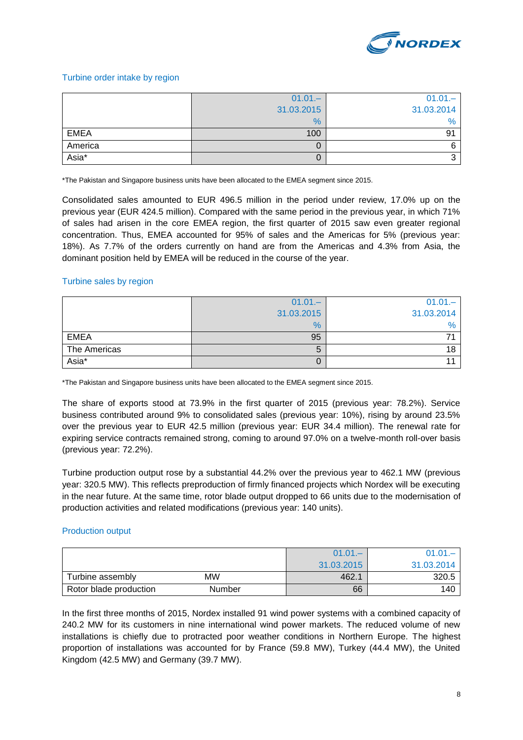### Turbine order intake by region

| | 01.01.–<br>31.03.2015<br>% | 01.01.–<br>31.03.2014<br>% |
|---|---:|---:|
| EMEA | 100 | 91 |
| America | 0 | 6 |
| Asia* | 0 | 3 |

*The Pakistan and Singapore business units have been allocated to the EMEA segment since 2015.

Consolidated sales amounted to EUR 496.5 million in the period under review, 17.0% up on the previous year (EUR 424.5 million). Compared with the same period in the previous year, in which 71% of sales had arisen in the core EMEA region, the first quarter of 2015 saw even greater regional concentration. Thus, EMEA accounted for 95% of sales and the Americas for 5% (previous year: 18%). As 7.7% of the orders currently on hand are from the Americas and 4.3% from Asia, the dominant position held by EMEA will be reduced in the course of the year.

### Turbine sales by region

| | 01.01.–<br>31.03.2015<br>% | 01.01.–<br>31.03.2014<br>% |
|---|---:|---:|
| EMEA | 95 | 71 |
| The Americas | 5 | 18 |
| Asia* | 0 | 11 |

*The Pakistan and Singapore business units have been allocated to the EMEA segment since 2015.

The share of exports stood at 73.9% in the first quarter of 2015 (previous year: 78.2%). Service business contributed around 9% to consolidated sales (previous year: 10%), rising by around 23.5% over the previous year to EUR 42.5 million (previous year: EUR 34.4 million). The renewal rate for expiring service contracts remained strong, coming to around 97.0% on a twelve-month roll-over basis (previous year: 72.2%).

Turbine production output rose by a substantial 44.2% over the previous year to 462.1 MW (previous year: 320.5 MW). This reflects preproduction of firmly financed projects which Nordex will be executing in the near future. At the same time, rotor blade output dropped to 66 units due to the modernisation of production activities and related modifications (previous year: 140 units).

### Production output

| | | 01.01.–<br>31.03.2015 | 01.01.–<br>31.03.2014 |
|---|---|---:|---:|
| Turbine assembly | MW | 462.1 | 320.5 |
| Rotor blade production | Number | 66 | 140 |

In the first three months of 2015, Nordex installed 91 wind power systems with a combined capacity of 240.2 MW for its customers in nine international wind power markets. The reduced volume of new installations is chiefly due to protracted poor weather conditions in Northern Europe. The highest proportion of installations was accounted for by France (59.8 MW), Turkey (44.4 MW), the United Kingdom (42.5 MW) and Germany (39.7 MW).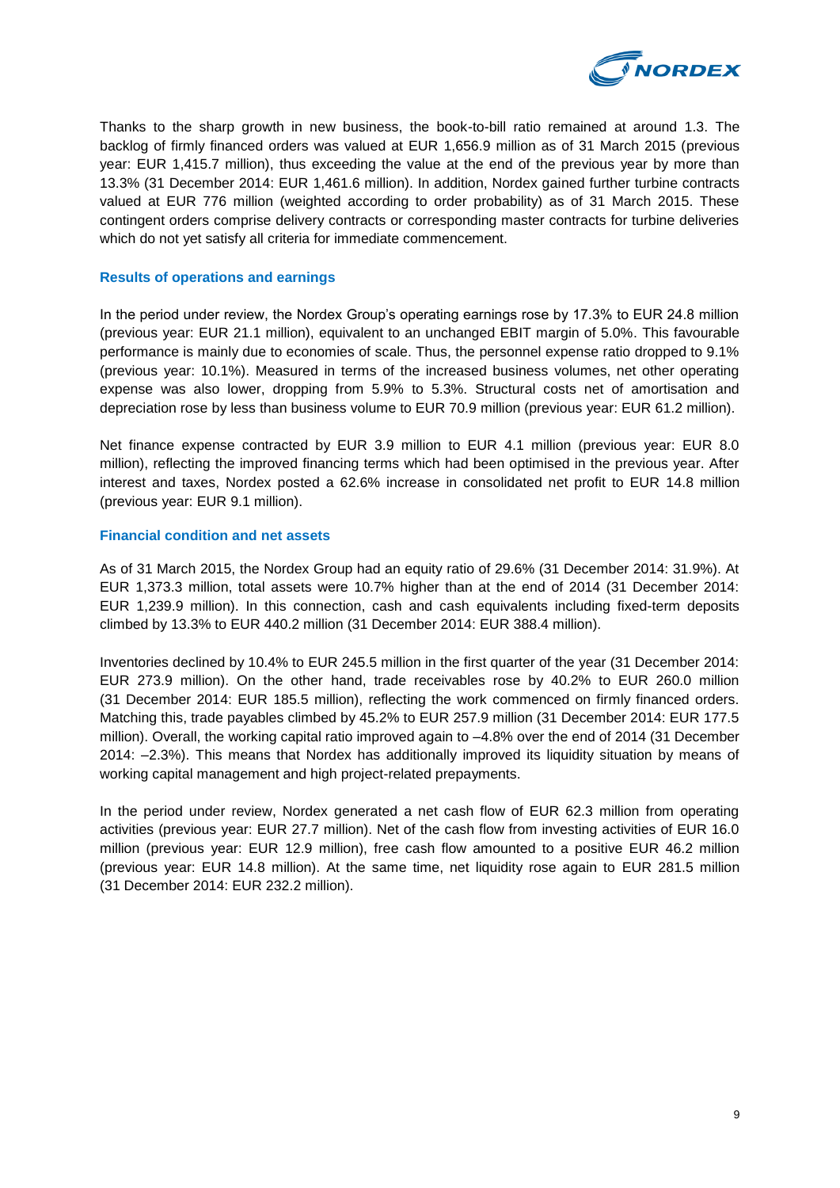Thanks to the sharp growth in new business, the book-to-bill ratio remained at around 1.3. The backlog of firmly financed orders was valued at EUR 1,656.9 million as of 31 March 2015 (previous year: EUR 1,415.7 million), thus exceeding the value at the end of the previous year by more than 13.3% (31 December 2014: EUR 1,461.6 million). In addition, Nordex gained further turbine contracts valued at EUR 776 million (weighted according to order probability) as of 31 March 2015. These contingent orders comprise delivery contracts or corresponding master contracts for turbine deliveries which do not yet satisfy all criteria for immediate commencement.

### Results of operations and earnings

In the period under review, the Nordex Group's operating earnings rose by 17.3% to EUR 24.8 million (previous year: EUR 21.1 million), equivalent to an unchanged EBIT margin of 5.0%. This favourable performance is mainly due to economies of scale. Thus, the personnel expense ratio dropped to 9.1% (previous year: 10.1%). Measured in terms of the increased business volumes, net other operating expense was also lower, dropping from 5.9% to 5.3%. Structural costs net of amortisation and depreciation rose by less than business volume to EUR 70.9 million (previous year: EUR 61.2 million).

Net finance expense contracted by EUR 3.9 million to EUR 4.1 million (previous year: EUR 8.0 million), reflecting the improved financing terms which had been optimised in the previous year. After interest and taxes, Nordex posted a 62.6% increase in consolidated net profit to EUR 14.8 million (previous year: EUR 9.1 million).

### Financial condition and net assets

As of 31 March 2015, the Nordex Group had an equity ratio of 29.6% (31 December 2014: 31.9%). At EUR 1,373.3 million, total assets were 10.7% higher than at the end of 2014 (31 December 2014: EUR 1,239.9 million). In this connection, cash and cash equivalents including fixed-term deposits climbed by 13.3% to EUR 440.2 million (31 December 2014: EUR 388.4 million).

Inventories declined by 10.4% to EUR 245.5 million in the first quarter of the year (31 December 2014: EUR 273.9 million). On the other hand, trade receivables rose by 40.2% to EUR 260.0 million (31 December 2014: EUR 185.5 million), reflecting the work commenced on firmly financed orders. Matching this, trade payables climbed by 45.2% to EUR 257.9 million (31 December 2014: EUR 177.5 million). Overall, the working capital ratio improved again to –4.8% over the end of 2014 (31 December 2014: –2.3%). This means that Nordex has additionally improved its liquidity situation by means of working capital management and high project-related prepayments.

In the period under review, Nordex generated a net cash flow of EUR 62.3 million from operating activities (previous year: EUR 27.7 million). Net of the cash flow from investing activities of EUR 16.0 million (previous year: EUR 12.9 million), free cash flow amounted to a positive EUR 46.2 million (previous year: EUR 14.8 million). At the same time, net liquidity rose again to EUR 281.5 million (31 December 2014: EUR 232.2 million).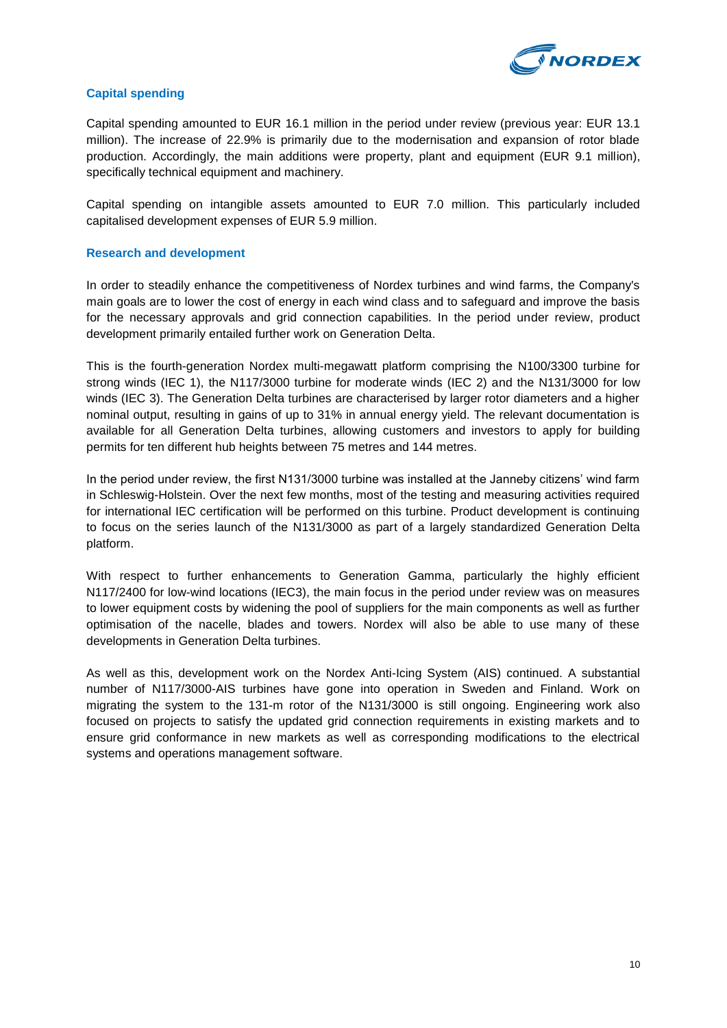## Capital spending

Capital spending amounted to EUR 16.1 million in the period under review (previous year: EUR 13.1 million). The increase of 22.9% is primarily due to the modernisation and expansion of rotor blade production. Accordingly, the main additions were property, plant and equipment (EUR 9.1 million), specifically technical equipment and machinery.

Capital spending on intangible assets amounted to EUR 7.0 million. This particularly included capitalised development expenses of EUR 5.9 million.

## Research and development

In order to steadily enhance the competitiveness of Nordex turbines and wind farms, the Company's main goals are to lower the cost of energy in each wind class and to safeguard and improve the basis for the necessary approvals and grid connection capabilities. In the period under review, product development primarily entailed further work on Generation Delta.

This is the fourth-generation Nordex multi-megawatt platform comprising the N100/3300 turbine for strong winds (IEC 1), the N117/3000 turbine for moderate winds (IEC 2) and the N131/3000 for low winds (IEC 3). The Generation Delta turbines are characterised by larger rotor diameters and a higher nominal output, resulting in gains of up to 31% in annual energy yield. The relevant documentation is available for all Generation Delta turbines, allowing customers and investors to apply for building permits for ten different hub heights between 75 metres and 144 metres.

In the period under review, the first N131/3000 turbine was installed at the Janneby citizens' wind farm in Schleswig-Holstein. Over the next few months, most of the testing and measuring activities required for international IEC certification will be performed on this turbine. Product development is continuing to focus on the series launch of the N131/3000 as part of a largely standardized Generation Delta platform.

With respect to further enhancements to Generation Gamma, particularly the highly efficient N117/2400 for low-wind locations (IEC3), the main focus in the period under review was on measures to lower equipment costs by widening the pool of suppliers for the main components as well as further optimisation of the nacelle, blades and towers. Nordex will also be able to use many of these developments in Generation Delta turbines.

As well as this, development work on the Nordex Anti-Icing System (AIS) continued. A substantial number of N117/3000-AIS turbines have gone into operation in Sweden and Finland. Work on migrating the system to the 131-m rotor of the N131/3000 is still ongoing. Engineering work also focused on projects to satisfy the updated grid connection requirements in existing markets and to ensure grid conformance in new markets as well as corresponding modifications to the electrical systems and operations management software.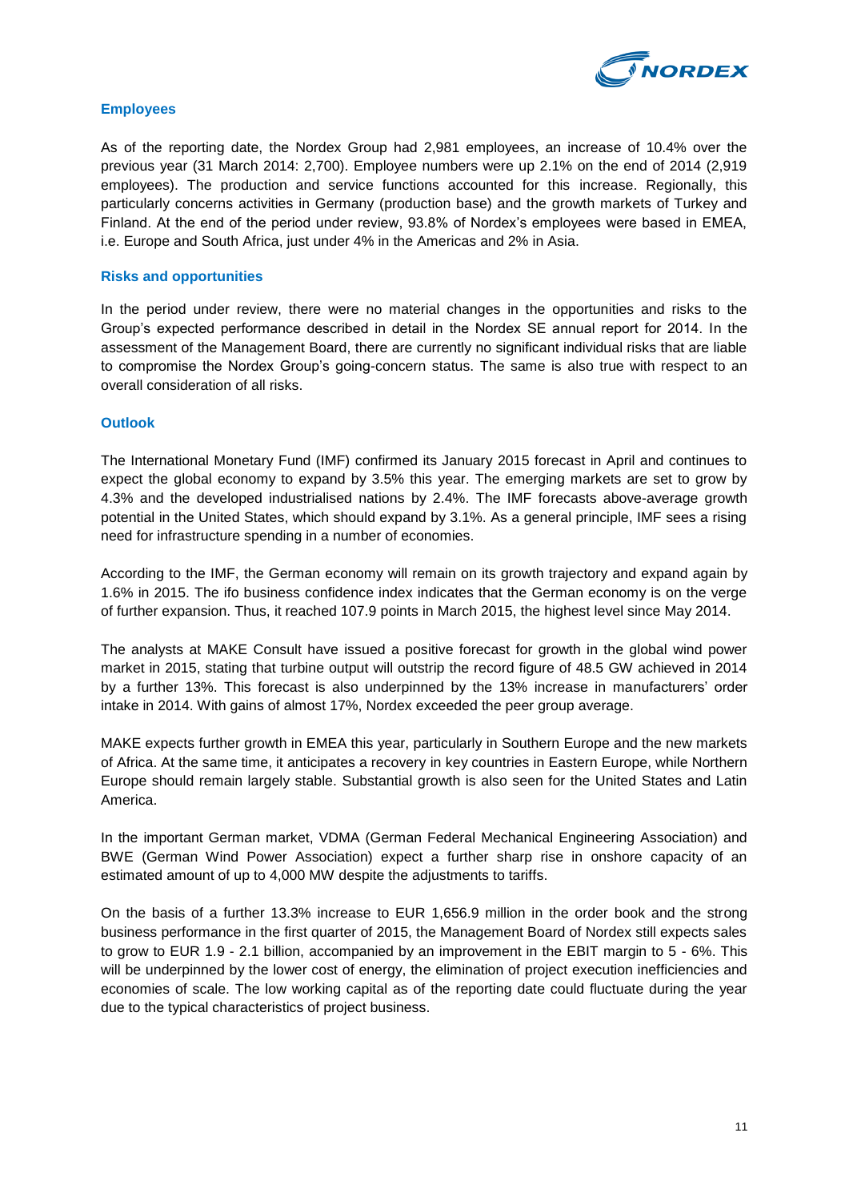### Employees

As of the reporting date, the Nordex Group had 2,981 employees, an increase of 10.4% over the previous year (31 March 2014: 2,700). Employee numbers were up 2.1% on the end of 2014 (2,919 employees). The production and service functions accounted for this increase. Regionally, this particularly concerns activities in Germany (production base) and the growth markets of Turkey and Finland. At the end of the period under review, 93.8% of Nordex's employees were based in EMEA, i.e. Europe and South Africa, just under 4% in the Americas and 2% in Asia.

### Risks and opportunities

In the period under review, there were no material changes in the opportunities and risks to the Group's expected performance described in detail in the Nordex SE annual report for 2014. In the assessment of the Management Board, there are currently no significant individual risks that are liable to compromise the Nordex Group's going-concern status. The same is also true with respect to an overall consideration of all risks.

### Outlook

The International Monetary Fund (IMF) confirmed its January 2015 forecast in April and continues to expect the global economy to expand by 3.5% this year. The emerging markets are set to grow by 4.3% and the developed industrialised nations by 2.4%. The IMF forecasts above-average growth potential in the United States, which should expand by 3.1%. As a general principle, IMF sees a rising need for infrastructure spending in a number of economies.

According to the IMF, the German economy will remain on its growth trajectory and expand again by 1.6% in 2015. The ifo business confidence index indicates that the German economy is on the verge of further expansion. Thus, it reached 107.9 points in March 2015, the highest level since May 2014.

The analysts at MAKE Consult have issued a positive forecast for growth in the global wind power market in 2015, stating that turbine output will outstrip the record figure of 48.5 GW achieved in 2014 by a further 13%. This forecast is also underpinned by the 13% increase in manufacturers' order intake in 2014. With gains of almost 17%, Nordex exceeded the peer group average.

MAKE expects further growth in EMEA this year, particularly in Southern Europe and the new markets of Africa. At the same time, it anticipates a recovery in key countries in Eastern Europe, while Northern Europe should remain largely stable. Substantial growth is also seen for the United States and Latin America.

In the important German market, VDMA (German Federal Mechanical Engineering Association) and BWE (German Wind Power Association) expect a further sharp rise in onshore capacity of an estimated amount of up to 4,000 MW despite the adjustments to tariffs.

On the basis of a further 13.3% increase to EUR 1,656.9 million in the order book and the strong business performance in the first quarter of 2015, the Management Board of Nordex still expects sales to grow to EUR 1.9 - 2.1 billion, accompanied by an improvement in the EBIT margin to 5 - 6%. This will be underpinned by the lower cost of energy, the elimination of project execution inefficiencies and economies of scale. The low working capital as of the reporting date could fluctuate during the year due to the typical characteristics of project business.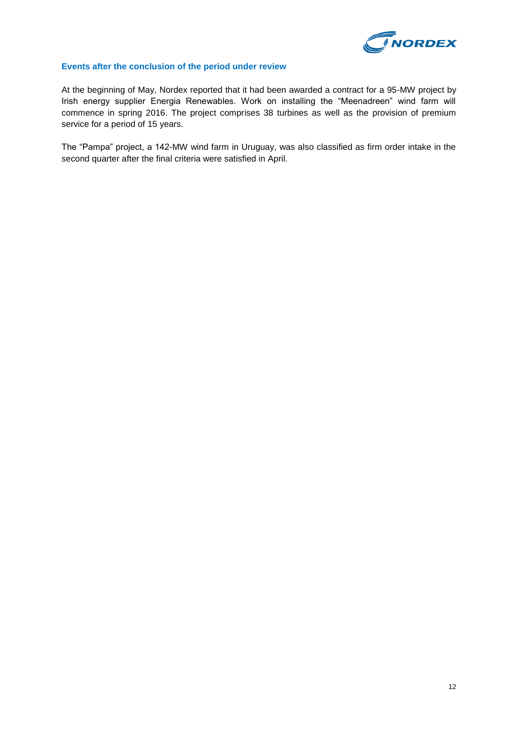### Events after the conclusion of the period under review

At the beginning of May, Nordex reported that it had been awarded a contract for a 95-MW project by Irish energy supplier Energia Renewables. Work on installing the "Meenadreen" wind farm will commence in spring 2016. The project comprises 38 turbines as well as the provision of premium service for a period of 15 years.

The "Pampa" project, a 142-MW wind farm in Uruguay, was also classified as firm order intake in the second quarter after the final criteria were satisfied in April.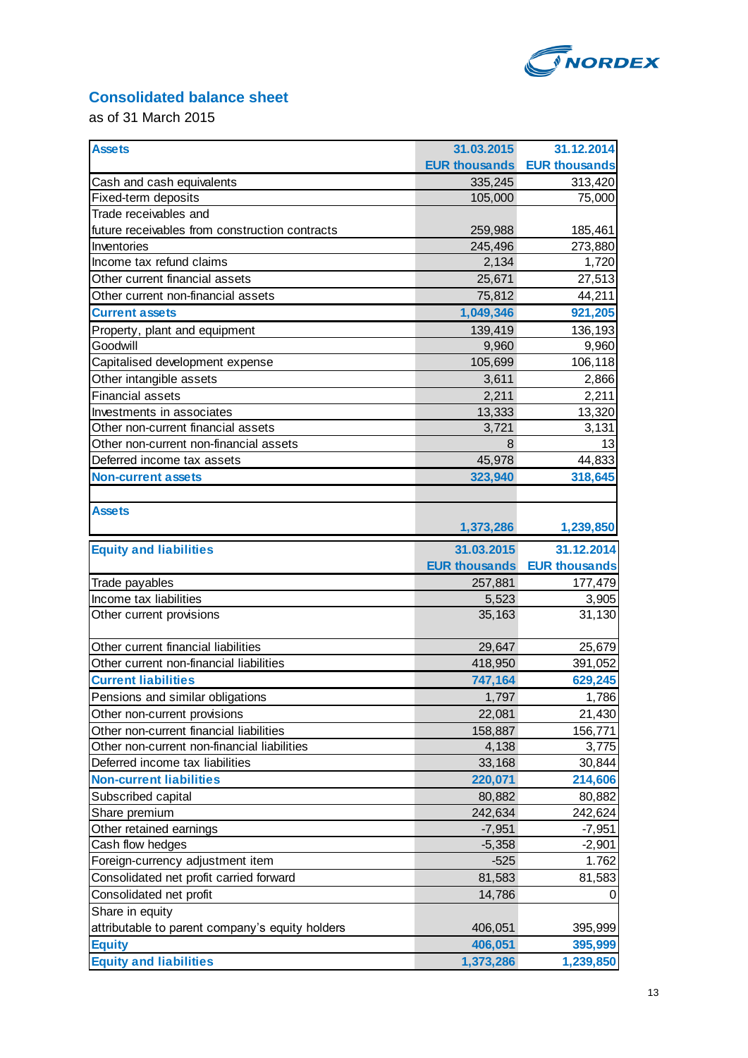## Consolidated balance sheet

as of 31 March 2015

| Assets | 31.03.2015<br>EUR thousands | 31.12.2014<br>EUR thousands |
|---|---|---|
| Cash and cash equivalents | 335,245 | 313,420 |
| Fixed-term deposits | 105,000 | 75,000 |
| Trade receivables and future receivables from construction contracts | 259,988 | 185,461 |
| Inventories | 245,496 | 273,880 |
| Income tax refund claims | 2,134 | 1,720 |
| Other current financial assets | 25,671 | 27,513 |
| Other current non-financial assets | 75,812 | 44,211 |
| **Current assets** | **1,049,346** | **921,205** |
| Property, plant and equipment | 139,419 | 136,193 |
| Goodwill | 9,960 | 9,960 |
| Capitalised development expense | 105,699 | 106,118 |
| Other intangible assets | 3,611 | 2,866 |
| Financial assets | 2,211 | 2,211 |
| Investments in associates | 13,333 | 13,320 |
| Other non-current financial assets | 3,721 | 3,131 |
| Other non-current non-financial assets | 8 | 13 |
| Deferred income tax assets | 45,978 | 44,833 |
| **Non-current assets** | **323,940** | **318,645** |
| **Assets** | **1,373,286** | **1,239,850** |

| Equity and liabilities | 31.03.2015<br>EUR thousands | 31.12.2014<br>EUR thousands |
|---|---|---|
| Trade payables | 257,881 | 177,479 |
| Income tax liabilities | 5,523 | 3,905 |
| Other current provisions | 35,163 | 31,130 |
| Other current financial liabilities | 29,647 | 25,679 |
| Other current non-financial liabilities | 418,950 | 391,052 |
| **Current liabilities** | **747,164** | **629,245** |
| Pensions and similar obligations | 1,797 | 1,786 |
| Other non-current provisions | 22,081 | 21,430 |
| Other non-current financial liabilities | 158,887 | 156,771 |
| Other non-current non-financial liabilities | 4,138 | 3,775 |
| Deferred income tax liabilities | 33,168 | 30,844 |
| **Non-current liabilities** | **220,071** | **214,606** |
| Subscribed capital | 80,882 | 80,882 |
| Share premium | 242,634 | 242,624 |
| Other retained earnings | -7,951 | -7,951 |
| Cash flow hedges | -5,358 | -2,901 |
| Foreign-currency adjustment item | -525 | 1.762 |
| Consolidated net profit carried forward | 81,583 | 81,583 |
| Consolidated net profit | 14,786 | 0 |
| Share in equity attributable to parent company's equity holders | 406,051 | 395,999 |
| **Equity** | **406,051** | **395,999** |
| **Equity and liabilities** | **1,373,286** | **1,239,850** |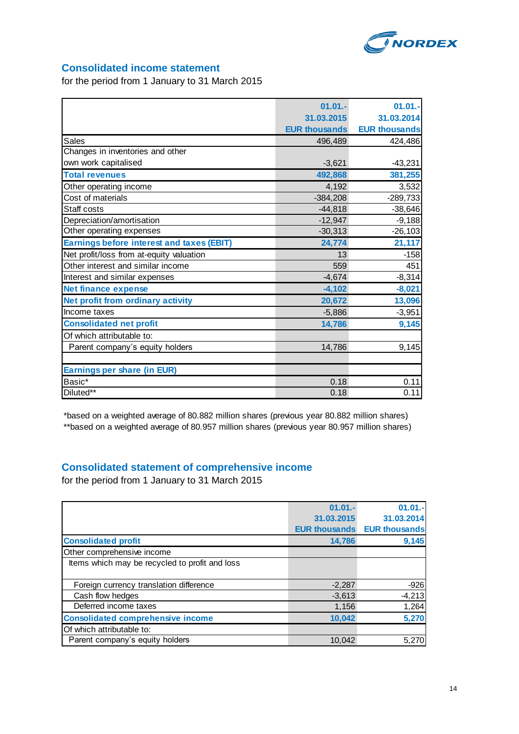## Consolidated income statement

for the period from 1 January to 31 March 2015

| | 01.01.-31.03.2015 EUR thousands | 01.01.-31.03.2014 EUR thousands |
|---|---|---|
| Sales | 496,489 | 424,486 |
| Changes in inventories and other own work capitalised | -3,621 | -43,231 |
| **Total revenues** | **492,868** | **381,255** |
| Other operating income | 4,192 | 3,532 |
| Cost of materials | -384,208 | -289,733 |
| Staff costs | -44,818 | -38,646 |
| Depreciation/amortisation | -12,947 | -9,188 |
| Other operating expenses | -30,313 | -26,103 |
| **Earnings before interest and taxes (EBIT)** | **24,774** | **21,117** |
| Net profit/loss from at-equity valuation | 13 | -158 |
| Other interest and similar income | 559 | 451 |
| Interest and similar expenses | -4,674 | -8,314 |
| **Net finance expense** | **-4,102** | **-8,021** |
| **Net profit from ordinary activity** | **20,672** | **13,096** |
| Income taxes | -5,886 | -3,951 |
| **Consolidated net profit** | **14,786** | **9,145** |
| Of which attributable to: | | |
| Parent company's equity holders | 14,786 | 9,145 |
| | | |
| **Earnings per share (in EUR)** | | |
| Basic* | 0.18 | 0.11 |
| Diluted** | 0.18 | 0.11 |

*based on a weighted average of 80.882 million shares (previous year 80.882 million shares)
**based on a weighted average of 80.957 million shares (previous year 80.957 million shares)

## Consolidated statement of comprehensive income

for the period from 1 January to 31 March 2015

| | 01.01.-31.03.2015 EUR thousands | 01.01.-31.03.2014 EUR thousands |
|---|---|---|
| **Consolidated profit** | **14,786** | **9,145** |
| Other comprehensive income | | |
| Items which may be recycled to profit and loss | | |
| Foreign currency translation difference | -2,287 | -926 |
| Cash flow hedges | -3,613 | -4,213 |
| Deferred income taxes | 1,156 | 1,264 |
| **Consolidated comprehensive income** | **10,042** | **5,270** |
| Of which attributable to: | | |
| Parent company's equity holders | 10,042 | 5,270 |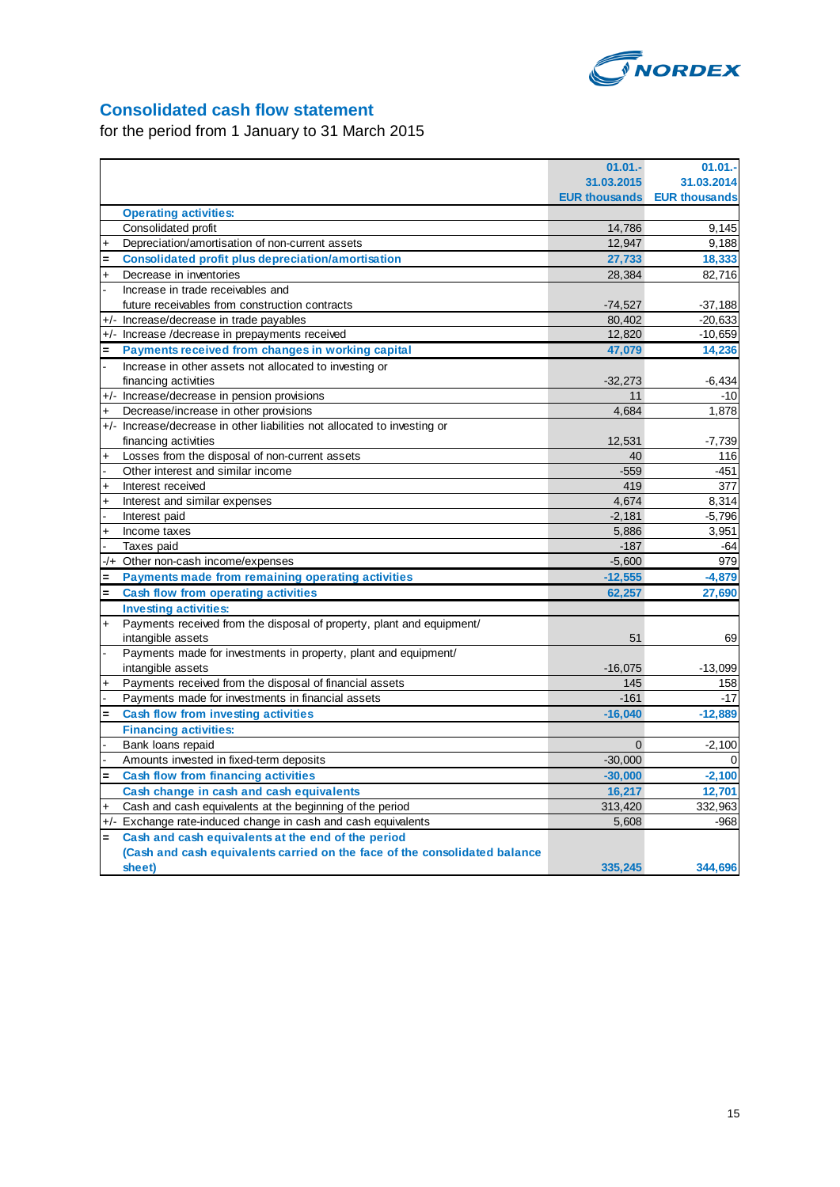## Consolidated cash flow statement

for the period from 1 January to 31 March 2015

| | | 01.01.- 31.03.2015 EUR thousands | 01.01.- 31.03.2014 EUR thousands |
|---|---|---|---|
| | **Operating activities:** | | |
| | Consolidated profit | 14,786 | 9,145 |
| + | Depreciation/amortisation of non-current assets | 12,947 | 9,188 |
| = | **Consolidated profit plus depreciation/amortisation** | **27,733** | **18,333** |
| + | Decrease in inventories | 28,384 | 82,716 |
| - | Increase in trade receivables and future receivables from construction contracts | -74,527 | -37,188 |
| +/- | Increase/decrease in trade payables | 80,402 | -20,633 |
| +/- | Increase /decrease in prepayments received | 12,820 | -10,659 |
| = | **Payments received from changes in working capital** | **47,079** | **14,236** |
| - | Increase in other assets not allocated to investing or financing activities | -32,273 | -6,434 |
| +/- | Increase/decrease in pension provisions | 11 | -10 |
| + | Decrease/increase in other provisions | 4,684 | 1,878 |
| +/- | Increase/decrease in other liabilities not allocated to investing or financing activities | 12,531 | -7,739 |
| + | Losses from the disposal of non-current assets | 40 | 116 |
| - | Other interest and similar income | -559 | -451 |
| + | Interest received | 419 | 377 |
| + | Interest and similar expenses | 4,674 | 8,314 |
| - | Interest paid | -2,181 | -5,796 |
| + | Income taxes | 5,886 | 3,951 |
| - | Taxes paid | -187 | -64 |
| -/+ | Other non-cash income/expenses | -5,600 | 979 |
| = | **Payments made from remaining operating activities** | **-12,555** | **-4,879** |
| = | **Cash flow from operating activities** | **62,257** | **27,690** |
| | **Investing activities:** | | |
| + | Payments received from the disposal of property, plant and equipment/ intangible assets | 51 | 69 |
| - | Payments made for investments in property, plant and equipment/ intangible assets | -16,075 | -13,099 |
| + | Payments received from the disposal of financial assets | 145 | 158 |
| - | Payments made for investments in financial assets | -161 | -17 |
| = | **Cash flow from investing activities** | **-16,040** | **-12,889** |
| | **Financing activities:** | | |
| - | Bank loans repaid | 0 | -2,100 |
| - | Amounts invested in fixed-term deposits | -30,000 | 0 |
| = | **Cash flow from financing activities** | **-30,000** | **-2,100** |
| | **Cash change in cash and cash equivalents** | **16,217** | **12,701** |
| + | Cash and cash equivalents at the beginning of the period | 313,420 | 332,963 |
| +/- | Exchange rate-induced change in cash and cash equivalents | 5,608 | -968 |
| = | **Cash and cash equivalents at the end of the period (Cash and cash equivalents carried on the face of the consolidated balance sheet)** | **335,245** | **344,696** |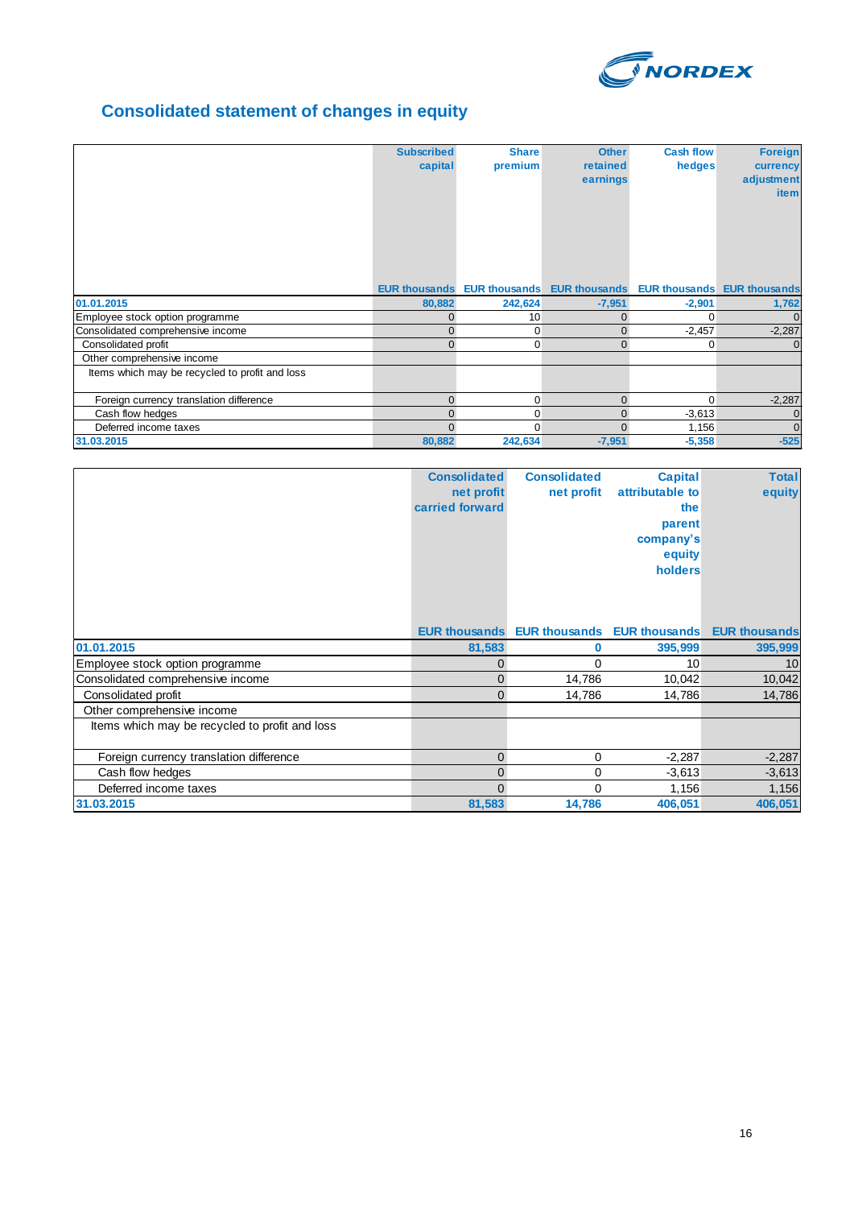# Consolidated statement of changes in equity

| | Subscribed capital | Share premium | Other retained earnings | Cash flow hedges | Foreign currency adjustment item |
|---|---|---|---|---|---|
| | EUR thousands | EUR thousands | EUR thousands | EUR thousands | EUR thousands |
| **01.01.2015** | **80,882** | **242,624** | **-7,951** | **-2,901** | **1,762** |
| Employee stock option programme | 0 | 10 | 0 | 0 | 0 |
| Consolidated comprehensive income | 0 | 0 | 0 | -2,457 | -2,287 |
| Consolidated profit | 0 | 0 | 0 | 0 | 0 |
| Other comprehensive income | | | | | |
| Items which may be recycled to profit and loss | | | | | |
| Foreign currency translation difference | 0 | 0 | 0 | 0 | -2,287 |
| Cash flow hedges | 0 | 0 | 0 | -3,613 | 0 |
| Deferred income taxes | 0 | 0 | 0 | 1,156 | 0 |
| **31.03.2015** | **80,882** | **242,634** | **-7,951** | **-5,358** | **-525** |

| | Consolidated net profit carried forward | Consolidated net profit | Capital attributable to the parent company's equity holders | Total equity |
|---|---|---|---|---|
| | EUR thousands | EUR thousands | EUR thousands | EUR thousands |
| **01.01.2015** | **81,583** | **0** | **395,999** | **395,999** |
| Employee stock option programme | 0 | 0 | 10 | 10 |
| Consolidated comprehensive income | 0 | 14,786 | 10,042 | 10,042 |
| Consolidated profit | 0 | 14,786 | 14,786 | 14,786 |
| Other comprehensive income | | | | |
| Items which may be recycled to profit and loss | | | | |
| Foreign currency translation difference | 0 | 0 | -2,287 | -2,287 |
| Cash flow hedges | 0 | 0 | -3,613 | -3,613 |
| Deferred income taxes | 0 | 0 | 1,156 | 1,156 |
| **31.03.2015** | **81,583** | **14,786** | **406,051** | **406,051** |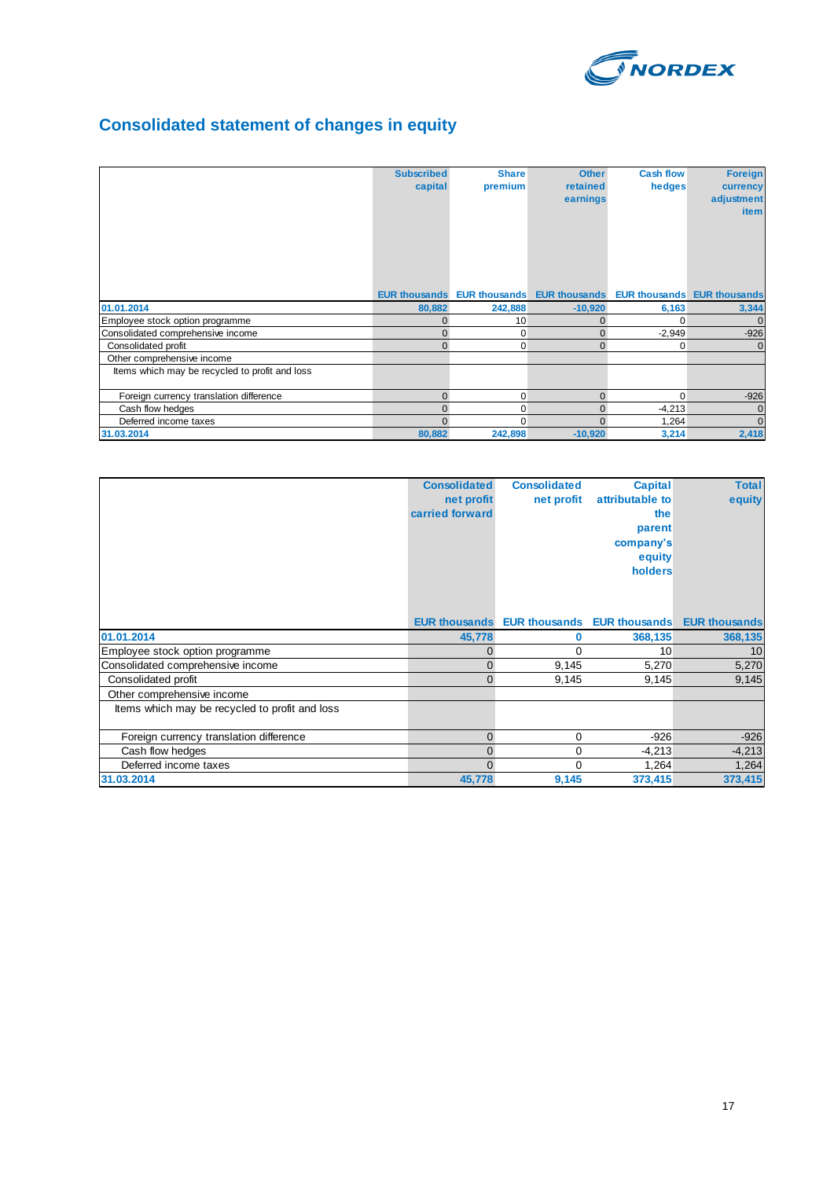# Consolidated statement of changes in equity

| | Subscribed capital | Share premium | Other retained earnings | Cash flow hedges | Foreign currency adjustment item |
|---|---|---|---|---|---|
| | EUR thousands | EUR thousands | EUR thousands | EUR thousands | EUR thousands |
| **01.01.2014** | **80,882** | **242,888** | **-10,920** | **6,163** | **3,344** |
| Employee stock option programme | 0 | 10 | 0 | 0 | 0 |
| Consolidated comprehensive income | 0 | 0 | 0 | -2,949 | -926 |
| Consolidated profit | 0 | 0 | 0 | 0 | 0 |
| Other comprehensive income | | | | | |
| Items which may be recycled to profit and loss | | | | | |
| Foreign currency translation difference | 0 | 0 | 0 | 0 | -926 |
| Cash flow hedges | 0 | 0 | 0 | -4,213 | 0 |
| Deferred income taxes | 0 | 0 | 0 | 1,264 | 0 |
| **31.03.2014** | **80,882** | **242,898** | **-10,920** | **3,214** | **2,418** |

| | Consolidated net profit carried forward | Consolidated net profit | Capital attributable to the parent company's equity holders | Total equity |
|---|---|---|---|---|
| | EUR thousands | EUR thousands | EUR thousands | EUR thousands |
| **01.01.2014** | **45,778** | **0** | **368,135** | **368,135** |
| Employee stock option programme | 0 | 0 | 10 | 10 |
| Consolidated comprehensive income | 0 | 9,145 | 5,270 | 5,270 |
| Consolidated profit | 0 | 9,145 | 9,145 | 9,145 |
| Other comprehensive income | | | | |
| Items which may be recycled to profit and loss | | | | |
| Foreign currency translation difference | 0 | 0 | -926 | -926 |
| Cash flow hedges | 0 | 0 | -4,213 | -4,213 |
| Deferred income taxes | 0 | 0 | 1,264 | 1,264 |
| **31.03.2014** | **45,778** | **9,145** | **373,415** | **373,415** |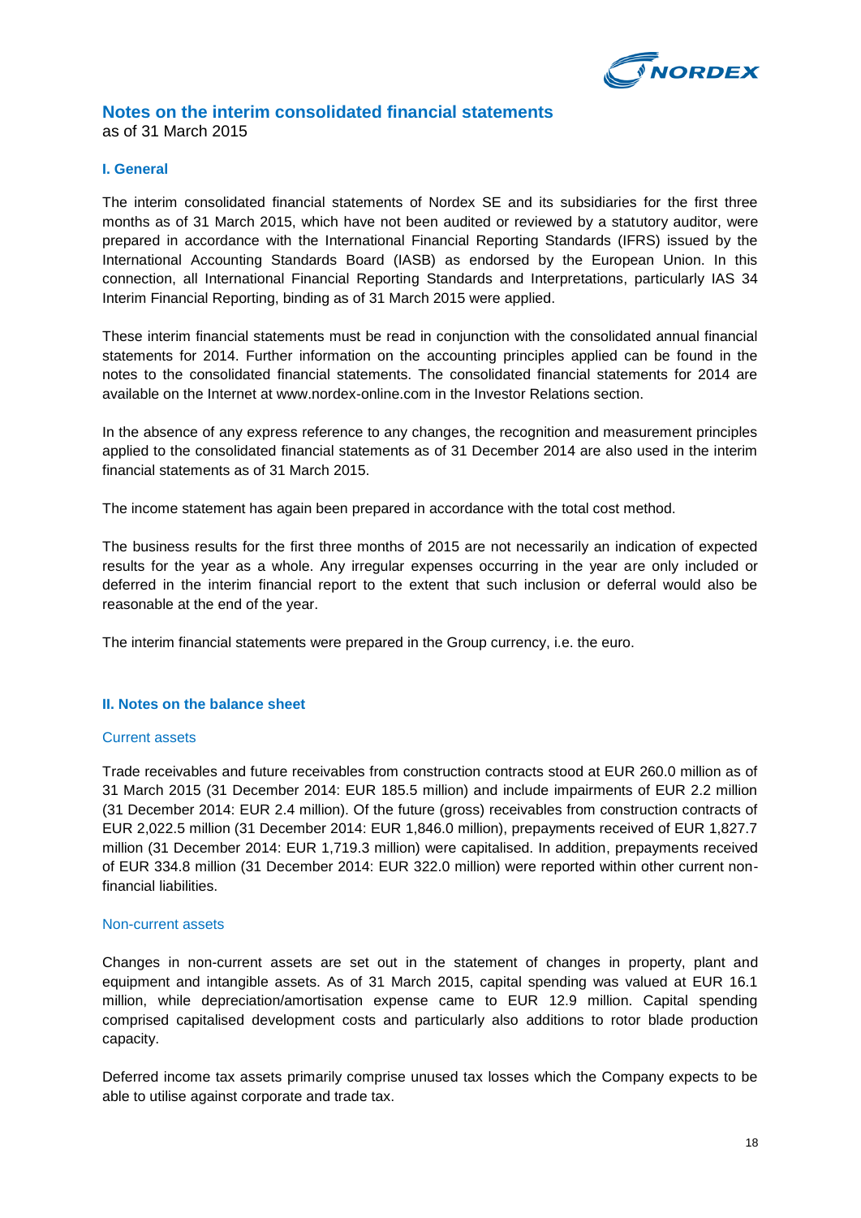# Notes on the interim consolidated financial statements

as of 31 March 2015

## I. General

The interim consolidated financial statements of Nordex SE and its subsidiaries for the first three months as of 31 March 2015, which have not been audited or reviewed by a statutory auditor, were prepared in accordance with the International Financial Reporting Standards (IFRS) issued by the International Accounting Standards Board (IASB) as endorsed by the European Union. In this connection, all International Financial Reporting Standards and Interpretations, particularly IAS 34 Interim Financial Reporting, binding as of 31 March 2015 were applied.

These interim financial statements must be read in conjunction with the consolidated annual financial statements for 2014. Further information on the accounting principles applied can be found in the notes to the consolidated financial statements. The consolidated financial statements for 2014 are available on the Internet at www.nordex-online.com in the Investor Relations section.

In the absence of any express reference to any changes, the recognition and measurement principles applied to the consolidated financial statements as of 31 December 2014 are also used in the interim financial statements as of 31 March 2015.

The income statement has again been prepared in accordance with the total cost method.

The business results for the first three months of 2015 are not necessarily an indication of expected results for the year as a whole. Any irregular expenses occurring in the year are only included or deferred in the interim financial report to the extent that such inclusion or deferral would also be reasonable at the end of the year.

The interim financial statements were prepared in the Group currency, i.e. the euro.

## II. Notes on the balance sheet

### Current assets

Trade receivables and future receivables from construction contracts stood at EUR 260.0 million as of 31 March 2015 (31 December 2014: EUR 185.5 million) and include impairments of EUR 2.2 million (31 December 2014: EUR 2.4 million). Of the future (gross) receivables from construction contracts of EUR 2,022.5 million (31 December 2014: EUR 1,846.0 million), prepayments received of EUR 1,827.7 million (31 December 2014: EUR 1,719.3 million) were capitalised. In addition, prepayments received of EUR 334.8 million (31 December 2014: EUR 322.0 million) were reported within other current non-financial liabilities.

### Non-current assets

Changes in non-current assets are set out in the statement of changes in property, plant and equipment and intangible assets. As of 31 March 2015, capital spending was valued at EUR 16.1 million, while depreciation/amortisation expense came to EUR 12.9 million. Capital spending comprised capitalised development costs and particularly also additions to rotor blade production capacity.

Deferred income tax assets primarily comprise unused tax losses which the Company expects to be able to utilise against corporate and trade tax.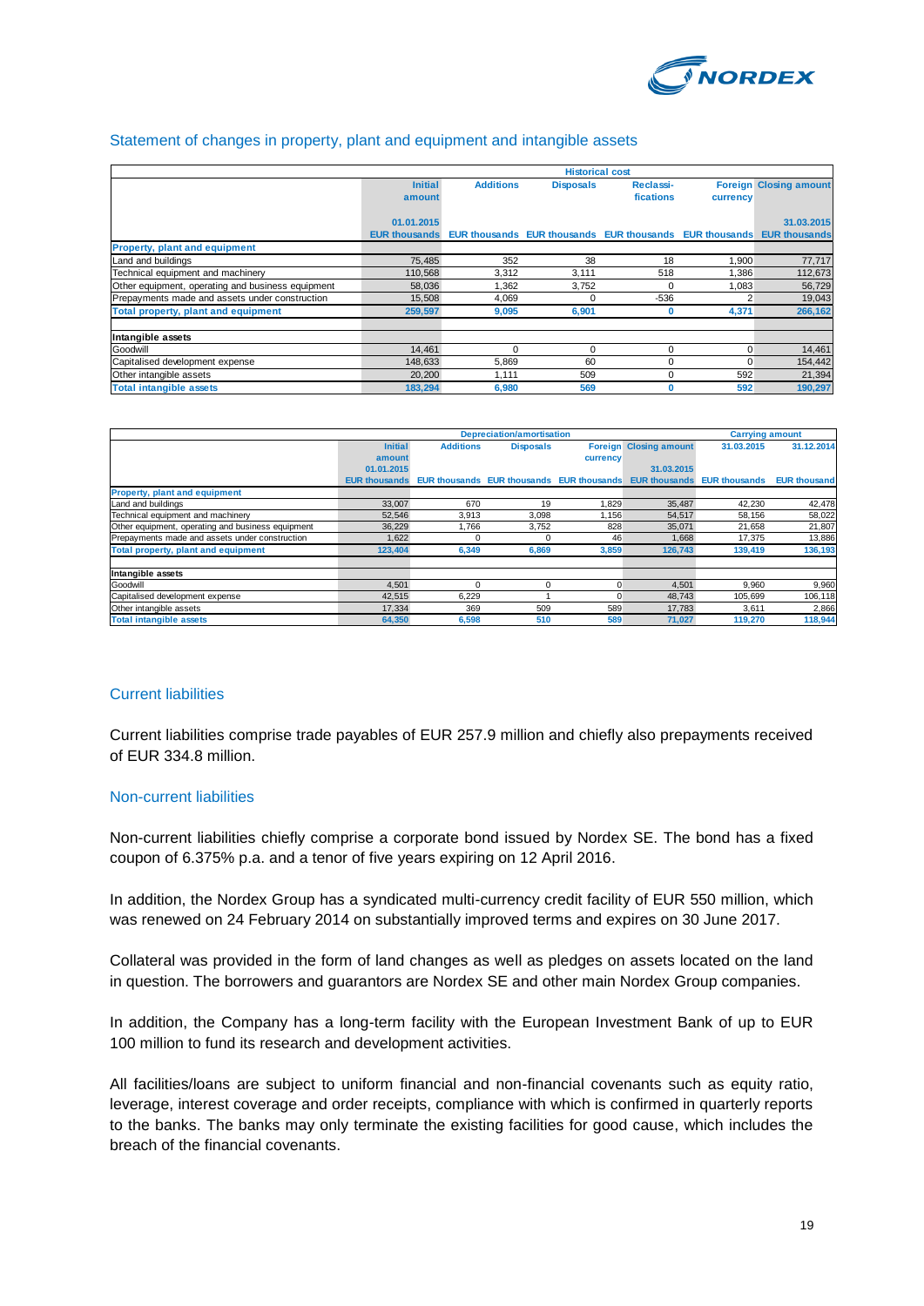## Statement of changes in property, plant and equipment and intangible assets

| | Historical cost | | | | | |
|---|---|---|---|---|---|---|
| | Initial amount | Additions | Disposals | Reclassi-fications | Foreign currency | Closing amount |
| | 01.01.2015 | | | | | 31.03.2015 |
| | EUR thousands | EUR thousands | EUR thousands | EUR thousands | EUR thousands | EUR thousands |
| **Property, plant and equipment** | | | | | | |
| Land and buildings | 75,485 | 352 | 38 | 18 | 1,900 | 77,717 |
| Technical equipment and machinery | 110,568 | 3,312 | 3,111 | 518 | 1,386 | 112,673 |
| Other equipment, operating and business equipment | 58,036 | 1,362 | 3,752 | 0 | 1,083 | 56,729 |
| Prepayments made and assets under construction | 15,508 | 4,069 | 0 | -536 | 2 | 19,043 |
| **Total property, plant and equipment** | **259,597** | **9,095** | **6,901** | **0** | **4,371** | **266,162** |
| | | | | | | |
| **Intangible assets** | | | | | | |
| Goodwill | 14,461 | 0 | 0 | 0 | 0 | 14,461 |
| Capitalised development expense | 148,633 | 5,869 | 60 | 0 | 0 | 154,442 |
| Other intangible assets | 20,200 | 1,111 | 509 | 0 | 592 | 21,394 |
| **Total intangible assets** | **183,294** | **6,980** | **569** | **0** | **592** | **190,297** |

| | Depreciation/amortisation | | | | | Carrying amount | |
|---|---|---|---|---|---|---|---|
| | Initial amount | Additions | Disposals | Foreign currency | Closing amount | 31.03.2015 | 31.12.2014 |
| | 01.01.2015 | | | | 31.03.2015 | | |
| | EUR thousands | EUR thousands | EUR thousands | EUR thousands | EUR thousands | EUR thousands | EUR thousand |
| **Property, plant and equipment** | | | | | | | |
| Land and buildings | 33,007 | 670 | 19 | 1,829 | 35,487 | 42,230 | 42,478 |
| Technical equipment and machinery | 52,546 | 3,913 | 3,098 | 1,156 | 54,517 | 58,156 | 58,022 |
| Other equipment, operating and business equipment | 36,229 | 1,766 | 3,752 | 828 | 35,071 | 21,658 | 21,807 |
| Prepayments made and assets under construction | 1,622 | 0 | 0 | 46 | 1,668 | 17,375 | 13,886 |
| **Total property, plant and equipment** | **123,404** | **6,349** | **6,869** | **3,859** | **126,743** | **139,419** | **136,193** |
| | | | | | | | |
| **Intangible assets** | | | | | | | |
| Goodwill | 4,501 | 0 | 0 | 0 | 4,501 | 9,960 | 9,960 |
| Capitalised development expense | 42,515 | 6,229 | 1 | 0 | 48,743 | 105,699 | 106,118 |
| Other intangible assets | 17,334 | 369 | 509 | 589 | 17,783 | 3,611 | 2,866 |
| **Total intangible assets** | **64,350** | **6,598** | **510** | **589** | **71,027** | **119,270** | **118,944** |

## Current liabilities

Current liabilities comprise trade payables of EUR 257.9 million and chiefly also prepayments received of EUR 334.8 million.

## Non-current liabilities

Non-current liabilities chiefly comprise a corporate bond issued by Nordex SE. The bond has a fixed coupon of 6.375% p.a. and a tenor of five years expiring on 12 April 2016.

In addition, the Nordex Group has a syndicated multi-currency credit facility of EUR 550 million, which was renewed on 24 February 2014 on substantially improved terms and expires on 30 June 2017.

Collateral was provided in the form of land changes as well as pledges on assets located on the land in question. The borrowers and guarantors are Nordex SE and other main Nordex Group companies.

In addition, the Company has a long-term facility with the European Investment Bank of up to EUR 100 million to fund its research and development activities.

All facilities/loans are subject to uniform financial and non-financial covenants such as equity ratio, leverage, interest coverage and order receipts, compliance with which is confirmed in quarterly reports to the banks. The banks may only terminate the existing facilities for good cause, which includes the breach of the financial covenants.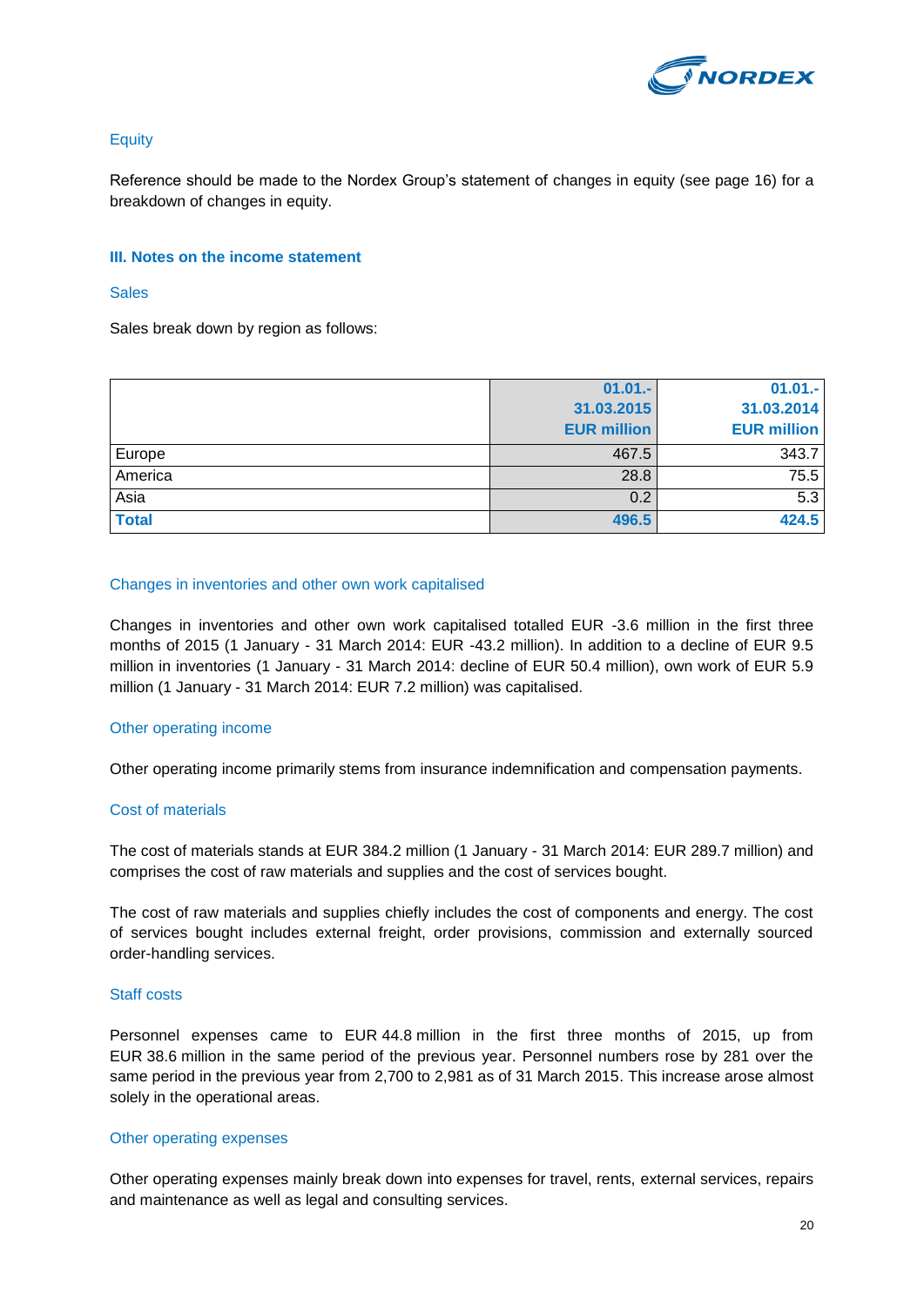## Equity

Reference should be made to the Nordex Group's statement of changes in equity (see page 16) for a breakdown of changes in equity.

### III. Notes on the income statement

#### Sales

Sales break down by region as follows:

| | 01.01.-31.03.2015 EUR million | 01.01.-31.03.2014 EUR million |
|---|---|---|
| Europe | 467.5 | 343.7 |
| America | 28.8 | 75.5 |
| Asia | 0.2 | 5.3 |
| **Total** | **496.5** | **424.5** |

#### Changes in inventories and other own work capitalised

Changes in inventories and other own work capitalised totalled EUR -3.6 million in the first three months of 2015 (1 January - 31 March 2014: EUR -43.2 million). In addition to a decline of EUR 9.5 million in inventories (1 January - 31 March 2014: decline of EUR 50.4 million), own work of EUR 5.9 million (1 January - 31 March 2014: EUR 7.2 million) was capitalised.

#### Other operating income

Other operating income primarily stems from insurance indemnification and compensation payments.

#### Cost of materials

The cost of materials stands at EUR 384.2 million (1 January - 31 March 2014: EUR 289.7 million) and comprises the cost of raw materials and supplies and the cost of services bought.

The cost of raw materials and supplies chiefly includes the cost of components and energy. The cost of services bought includes external freight, order provisions, commission and externally sourced order-handling services.

#### Staff costs

Personnel expenses came to EUR 44.8 million in the first three months of 2015, up from EUR 38.6 million in the same period of the previous year. Personnel numbers rose by 281 over the same period in the previous year from 2,700 to 2,981 as of 31 March 2015. This increase arose almost solely in the operational areas.

#### Other operating expenses

Other operating expenses mainly break down into expenses for travel, rents, external services, repairs and maintenance as well as legal and consulting services.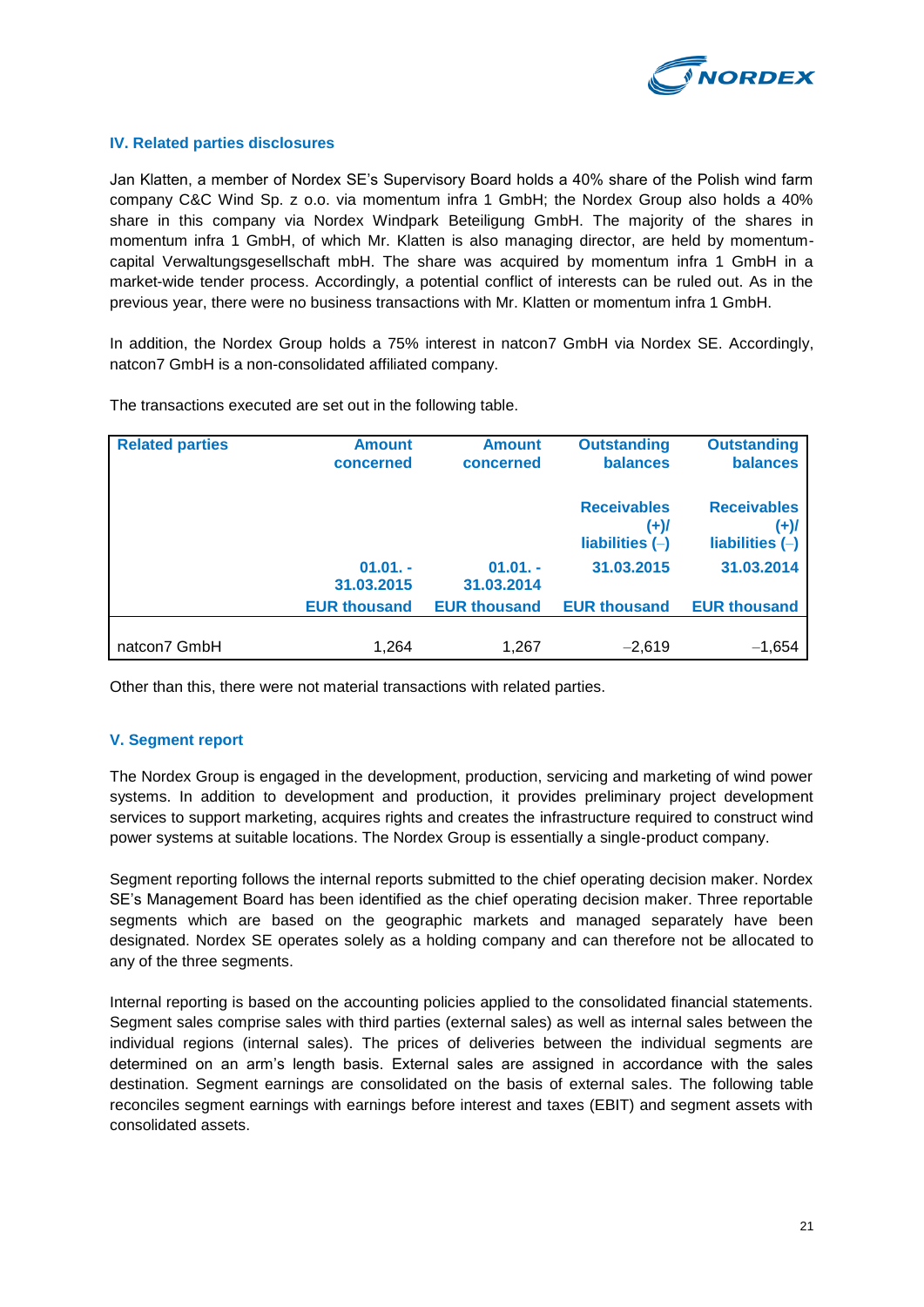## IV. Related parties disclosures

Jan Klatten, a member of Nordex SE's Supervisory Board holds a 40% share of the Polish wind farm company C&C Wind Sp. z o.o. via momentum infra 1 GmbH; the Nordex Group also holds a 40% share in this company via Nordex Windpark Beteiligung GmbH. The majority of the shares in momentum infra 1 GmbH, of which Mr. Klatten is also managing director, are held by momentum-capital Verwaltungsgesellschaft mbH. The share was acquired by momentum infra 1 GmbH in a market-wide tender process. Accordingly, a potential conflict of interests can be ruled out. As in the previous year, there were no business transactions with Mr. Klatten or momentum infra 1 GmbH.

In addition, the Nordex Group holds a 75% interest in natcon7 GmbH via Nordex SE. Accordingly, natcon7 GmbH is a non-consolidated affiliated company.

The transactions executed are set out in the following table.

| Related parties | Amount concerned | Amount concerned | Outstanding balances | Outstanding balances |
|---|---|---|---|---|
| | | | Receivables (+)/ liabilities (–) | Receivables (+)/ liabilities (–) |
| | 01.01. - 31.03.2015 | 01.01. - 31.03.2014 | 31.03.2015 | 31.03.2014 |
| | EUR thousand | EUR thousand | EUR thousand | EUR thousand |
| natcon7 GmbH | 1,264 | 1,267 | –2,619 | –1,654 |

Other than this, there were not material transactions with related parties.

## V. Segment report

The Nordex Group is engaged in the development, production, servicing and marketing of wind power systems. In addition to development and production, it provides preliminary project development services to support marketing, acquires rights and creates the infrastructure required to construct wind power systems at suitable locations. The Nordex Group is essentially a single-product company.

Segment reporting follows the internal reports submitted to the chief operating decision maker. Nordex SE's Management Board has been identified as the chief operating decision maker. Three reportable segments which are based on the geographic markets and managed separately have been designated. Nordex SE operates solely as a holding company and can therefore not be allocated to any of the three segments.

Internal reporting is based on the accounting policies applied to the consolidated financial statements. Segment sales comprise sales with third parties (external sales) as well as internal sales between the individual regions (internal sales). The prices of deliveries between the individual segments are determined on an arm's length basis. External sales are assigned in accordance with the sales destination. Segment earnings are consolidated on the basis of external sales. The following table reconciles segment earnings with earnings before interest and taxes (EBIT) and segment assets with consolidated assets.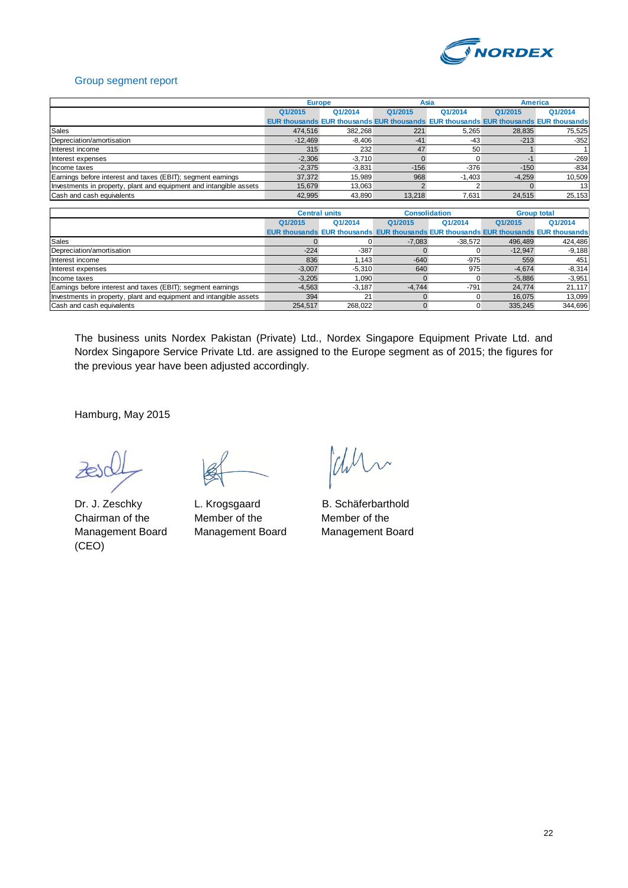## Group segment report

| | Europe | | Asia | | America | |
|---|---|---|---|---|---|---|
| | Q1/2015 | Q1/2014 | Q1/2015 | Q1/2014 | Q1/2015 | Q1/2014 |
| | EUR thousands | EUR thousands | EUR thousands | EUR thousands | EUR thousands | EUR thousands |
| Sales | 474,516 | 382,268 | 221 | 5,265 | 28,835 | 75,525 |
| Depreciation/amortisation | -12,469 | -8,406 | -41 | -43 | -213 | -352 |
| Interest income | 315 | 232 | 47 | 50 | 1 | 1 |
| Interest expenses | -2,306 | -3,710 | 0 | 0 | -1 | -269 |
| Income taxes | -2,375 | -3,831 | -156 | -376 | -150 | -834 |
| Earnings before interest and taxes (EBIT); segment earnings | 37,372 | 15,989 | 968 | -1,403 | -4,259 | 10,509 |
| Investments in property, plant and equipment and intangible assets | 15,679 | 13,063 | 2 | 2 | 0 | 13 |
| Cash and cash equivalents | 42,995 | 43,890 | 13,218 | 7,631 | 24,515 | 25,153 |

| | Central units | | Consolidation | | Group total | |
|---|---|---|---|---|---|---|
| | Q1/2015 | Q1/2014 | Q1/2015 | Q1/2014 | Q1/2015 | Q1/2014 |
| | EUR thousands | EUR thousands | EUR thousands | EUR thousands | EUR thousands | EUR thousands |
| Sales | 0 | 0 | -7,083 | -38,572 | 496,489 | 424,486 |
| Depreciation/amortisation | -224 | -387 | 0 | 0 | -12,947 | -9,188 |
| Interest income | 836 | 1,143 | -640 | -975 | 559 | 451 |
| Interest expenses | -3,007 | -5,310 | 640 | 975 | -4,674 | -8,314 |
| Income taxes | -3,205 | 1,090 | 0 | 0 | -5,886 | -3,951 |
| Earnings before interest and taxes (EBIT); segment earnings | -4,563 | -3,187 | -4,744 | -791 | 24,774 | 21,117 |
| Investments in property, plant and equipment and intangible assets | 394 | 21 | 0 | 0 | 16,075 | 13,099 |
| Cash and cash equivalents | 254,517 | 268,022 | 0 | 0 | 335,245 | 344,696 |

The business units Nordex Pakistan (Private) Ltd., Nordex Singapore Equipment Private Ltd. and Nordex Singapore Service Private Ltd. are assigned to the Europe segment as of 2015; the figures for the previous year have been adjusted accordingly.

Hamburg, May 2015

Dr. J. Zeschky
Chairman of the Management Board (CEO)

L. Krogsgaard
Member of the Management Board

B. Schäferbarthold
Member of the Management Board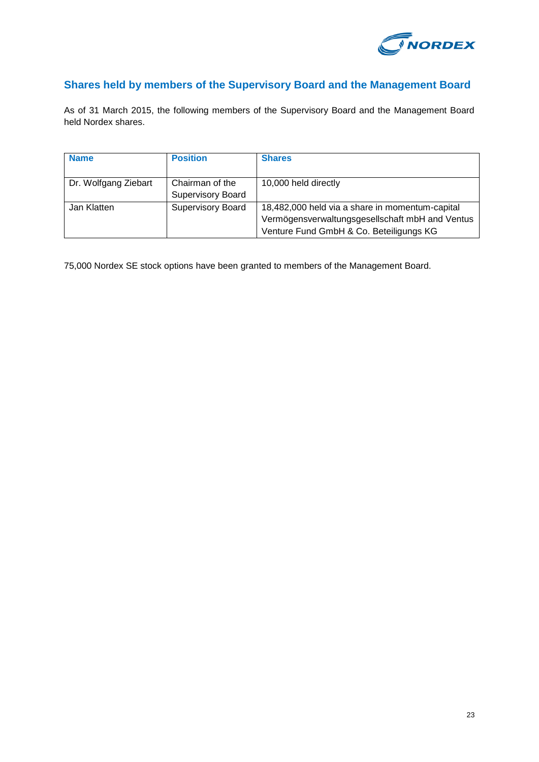## Shares held by members of the Supervisory Board and the Management Board

As of 31 March 2015, the following members of the Supervisory Board and the Management Board held Nordex shares.

| Name | Position | Shares |
|---|---|---|
| Dr. Wolfgang Ziebart | Chairman of the Supervisory Board | 10,000 held directly |
| Jan Klatten | Supervisory Board | 18,482,000 held via a share in momentum-capital Vermögensverwaltungsgesellschaft mbH and Ventus Venture Fund GmbH & Co. Beteiligungs KG |

75,000 Nordex SE stock options have been granted to members of the Management Board.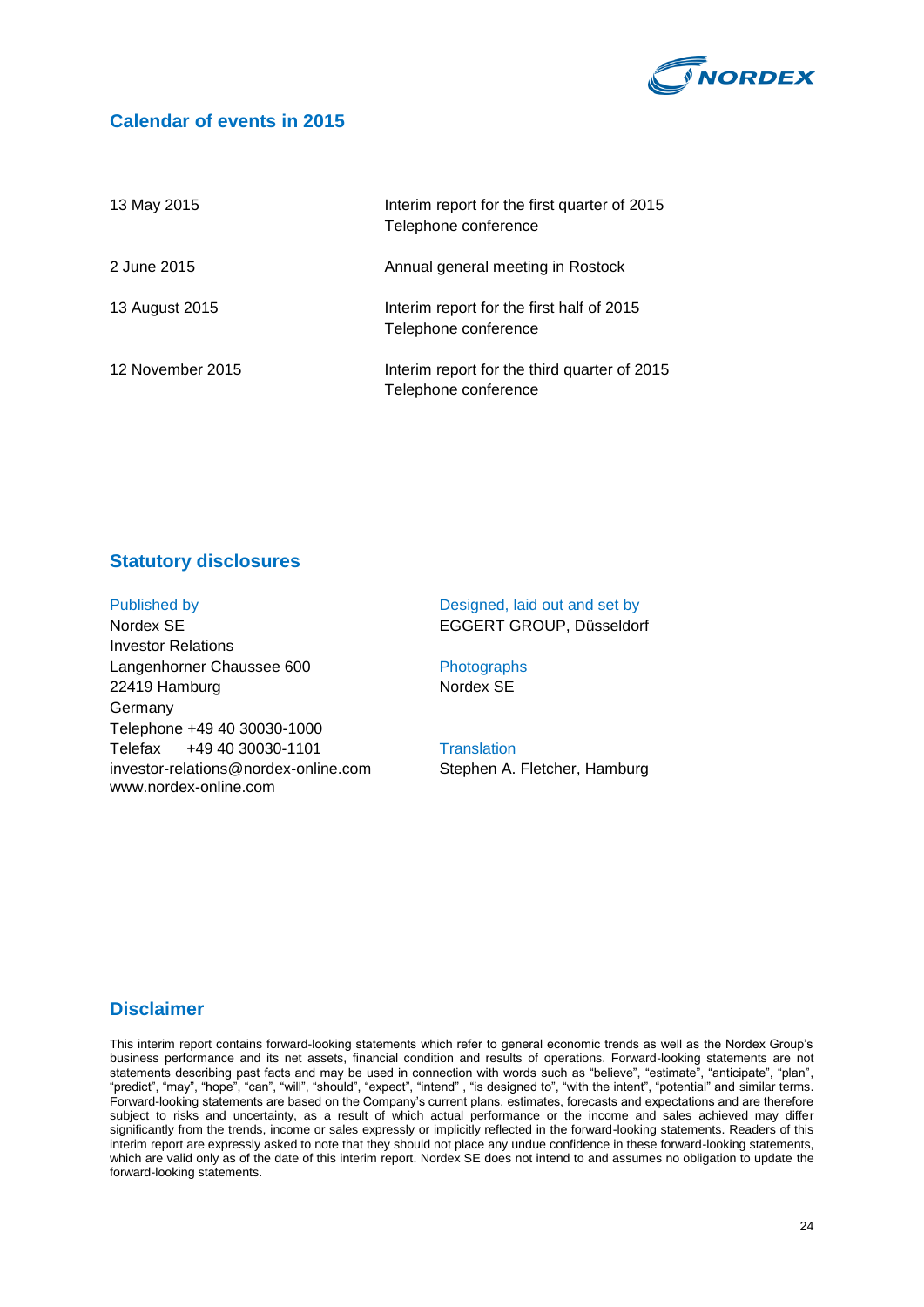## Calendar of events in 2015

| | |
|---|---|
| 13 May 2015 | Interim report for the first quarter of 2015<br>Telephone conference |
| 2 June 2015 | Annual general meeting in Rostock |
| 13 August 2015 | Interim report for the first half of 2015<br>Telephone conference |
| 12 November 2015 | Interim report for the third quarter of 2015<br>Telephone conference |

## Statutory disclosures

**Published by**
Nordex SE
Investor Relations
Langenhorner Chaussee 600
22419 Hamburg
Germany
Telephone +49 40 30030-1000
Telefax +49 40 30030-1101
investor-relations@nordex-online.com
www.nordex-online.com

**Designed, laid out and set by**
EGGERT GROUP, Düsseldorf

**Photographs**
Nordex SE

**Translation**
Stephen A. Fletcher, Hamburg

## Disclaimer

This interim report contains forward-looking statements which refer to general economic trends as well as the Nordex Group's business performance and its net assets, financial condition and results of operations. Forward-looking statements are not statements describing past facts and may be used in connection with words such as "believe", "estimate", "anticipate", "plan", "predict", "may", "hope", "can", "will", "should", "expect", "intend" , "is designed to", "with the intent", "potential" and similar terms. Forward-looking statements are based on the Company's current plans, estimates, forecasts and expectations and are therefore subject to risks and uncertainty, as a result of which actual performance or the income and sales achieved may differ significantly from the trends, income or sales expressly or implicitly reflected in the forward-looking statements. Readers of this interim report are expressly asked to note that they should not place any undue confidence in these forward-looking statements, which are valid only as of the date of this interim report. Nordex SE does not intend to and assumes no obligation to update the forward-looking statements.